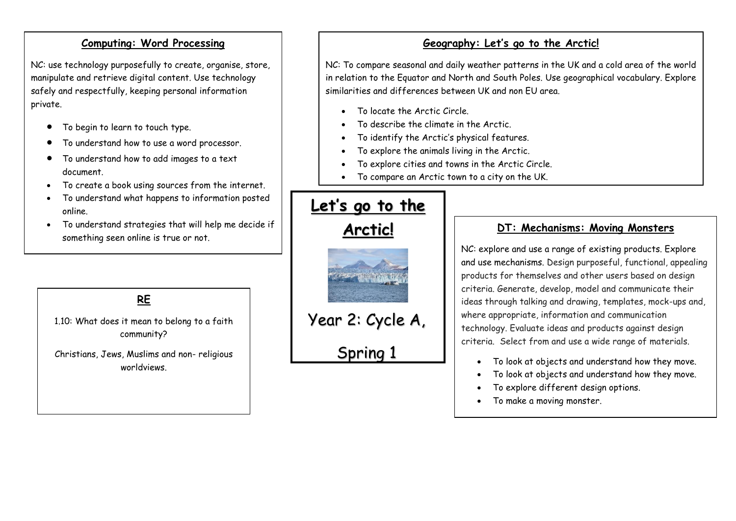# Let's go to the Arctic!

Year 2: Cycle A,

Spring 1

## Computing: Word Processing

NC: use technology purposefully to create, organise, store, manipulate and retrieve digital content. Use technology safely and respectfully, keeping personal information private.

- To begin to learn to touch type.
- To understand how to use a word processor.
- To understand how to add images to a text document.
- To create a book using sources from the internet.
- To understand what happens to information posted online.
- To understand strategies that will help me decide if something seen online is true or not.

## RE

1.10: What does it mean to belong to a faith community?

Christians, Jews, Muslims and non- religious worldviews.

## Geography: Let's go to the Arctic!

NC: To compare seasonal and daily weather patterns in the UK and a cold area of the world in relation to the Equator and North and South Poles. Use geographical vocabulary. Explore similarities and differences between UK and non EU area.

- To locate the Arctic Circle.
- To describe the climate in the Arctic.
- To identify the Arctic's physical features.
- To explore the animals living in the Arctic.
- To explore cities and towns in the Arctic Circle.
- To compare an Arctic town to a city on the UK.

## DT: Mechanisms: Moving Monsters

NC: explore and use a range of existing products. Explore and use mechanisms. Design purposeful, functional, appealing products for themselves and other users based on design criteria. Generate, develop, model and communicate their ideas through talking and drawing, templates, mock-ups and, where appropriate, information and communication technology. Evaluate ideas and products against design criteria. Select from and use a wide range of materials.

- To look at objects and understand how they move.
- To look at objects and understand how they move.
- To explore different design options.
- To make a moving monster.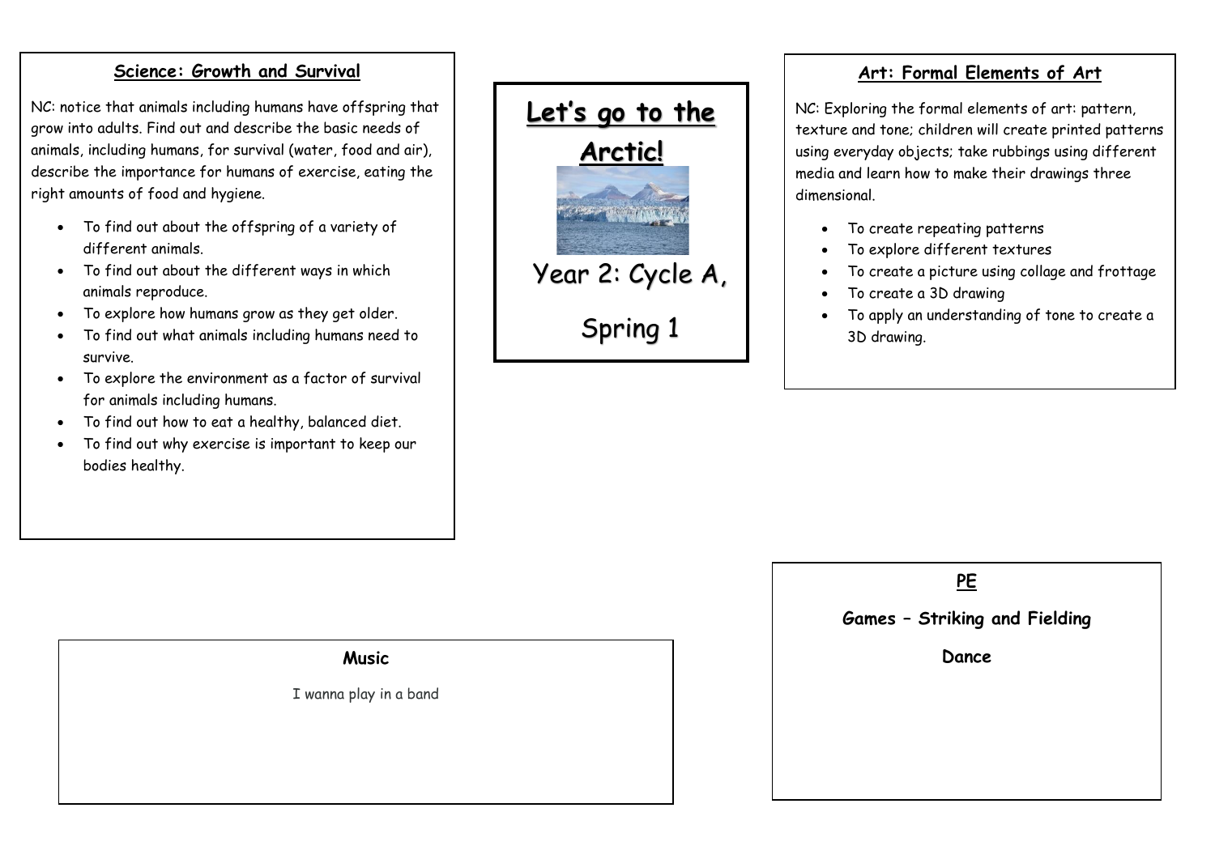# Let's go to the Arctic!

Year 2: Cycle A,

Spring 1

## Science: Growth and Survival

NC: notice that animals including humans have offspring that grow into adults. Find out and describe the basic needs of animals, including humans, for survival (water, food and air), describe the importance for humans of exercise, eating the right amounts of food and hygiene.

- To find out about the offspring of a variety of different animals.
- To find out about the different ways in which animals reproduce.
- To explore how humans grow as they get older.
- To find out what animals including humans need to survive.
- To explore the environment as a factor of survival for animals including humans.
- To find out how to eat a healthy, balanced diet.
- To find out why exercise is important to keep our bodies healthy.

## Art: Formal Elements of Art

NC: Exploring the formal elements of art: pattern, texture and tone; children will create printed patterns using everyday objects; take rubbings using different media and learn how to make their drawings three dimensional.

- To create repeating patterns
- To explore different textures
- To create a picture using collage and frottage
- To create a 3D drawing
- To apply an understanding of tone to create a 3D drawing.

## Music

I wanna play in a band

## PE

**Games – Striking and Fielding**

**Dance**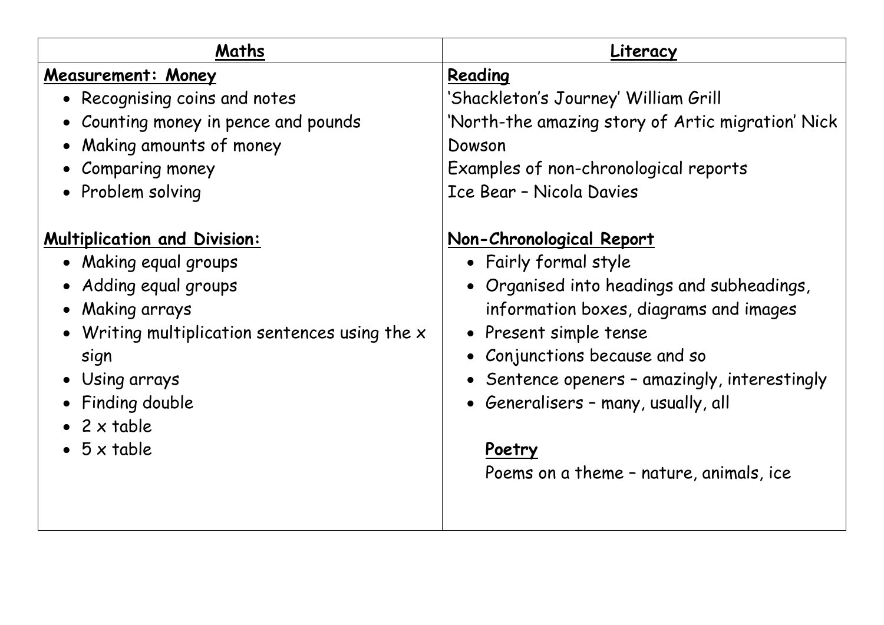| Maths | Literacy |
| --- | --- |
| **Measurement: Money**<br>• Recognising coins and notes<br>• Counting money in pence and pounds<br>• Making amounts of money<br>• Comparing money<br>• Problem solving<br><br>**Multiplication and Division:**<br>• Making equal groups<br>• Adding equal groups<br>• Making arrays<br>• Writing multiplication sentences using the x sign<br>• Using arrays<br>• Finding double<br>• 2 x table<br>• 5 x table | **Reading**<br>'Shackleton's Journey' William Grill<br>'North-the amazing story of Artic migration' Nick Dowson<br>Examples of non-chronological reports<br>Ice Bear – Nicola Davies<br><br>**Non-Chronological Report**<br>• Fairly formal style<br>• Organised into headings and subheadings, information boxes, diagrams and images<br>• Present simple tense<br>• Conjunctions because and so<br>• Sentence openers – amazingly, interestingly<br>• Generalisers – many, usually, all<br><br>**Poetry**<br>Poems on a theme – nature, animals, ice |